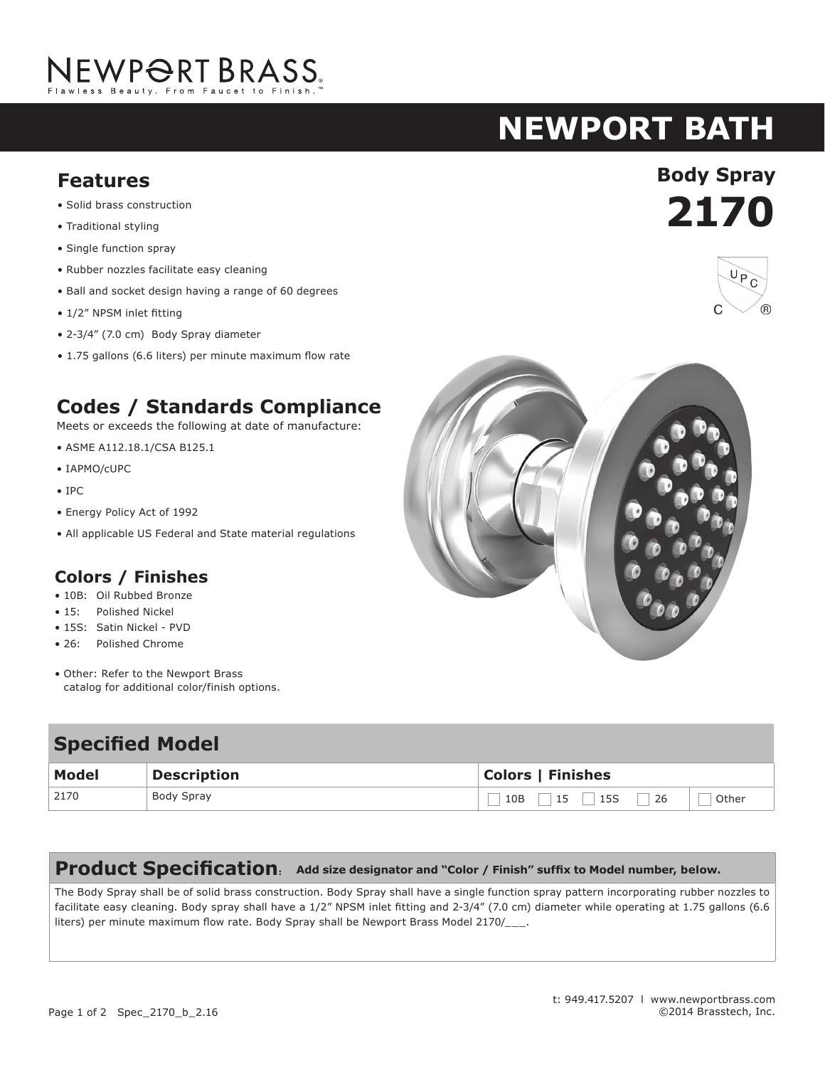NEWPORT BRASS®
Flawless Beauty. From Faucet to Finish.™

# NEWPORT BATH

## Body Spray
# 2170

## Features

- Solid brass construction
- Traditional styling
- Single function spray
- Rubber nozzles facilitate easy cleaning
- Ball and socket design having a range of 60 degrees
- 1/2" NPSM inlet fitting
- 2-3/4" (7.0 cm) Body Spray diameter
- 1.75 gallons (6.6 liters) per minute maximum flow rate

## Codes / Standards Compliance

Meets or exceeds the following at date of manufacture:

- ASME A112.18.1/CSA B125.1
- IAPMO/cUPC
- IPC
- Energy Policy Act of 1992
- All applicable US Federal and State material regulations

### Colors / Finishes

- 10B: Oil Rubbed Bronze
- 15: Polished Nickel
- 15S: Satin Nickel - PVD
- 26: Polished Chrome

- Other: Refer to the Newport Brass catalog for additional color/finish options.

## Specified Model

| Model | Description | Colors \| Finishes | |
|---|---|---|---|
| 2170 | Body Spray | ☐ 10B ☐ 15 ☐ 15S ☐ 26 | ☐ Other |

## Product Specification: Add size designator and "Color / Finish" suffix to Model number, below.

The Body Spray shall be of solid brass construction. Body Spray shall have a single function spray pattern incorporating rubber nozzles to facilitate easy cleaning. Body spray shall have a 1/2" NPSM inlet fitting and 2-3/4" (7.0 cm) diameter while operating at 1.75 gallons (6.6 liters) per minute maximum flow rate. Body Spray shall be Newport Brass Model 2170/___.

t: 949.417.5207 l www.newportbrass.com
©2014 Brasstech, Inc.

Spec_2170_b_2.16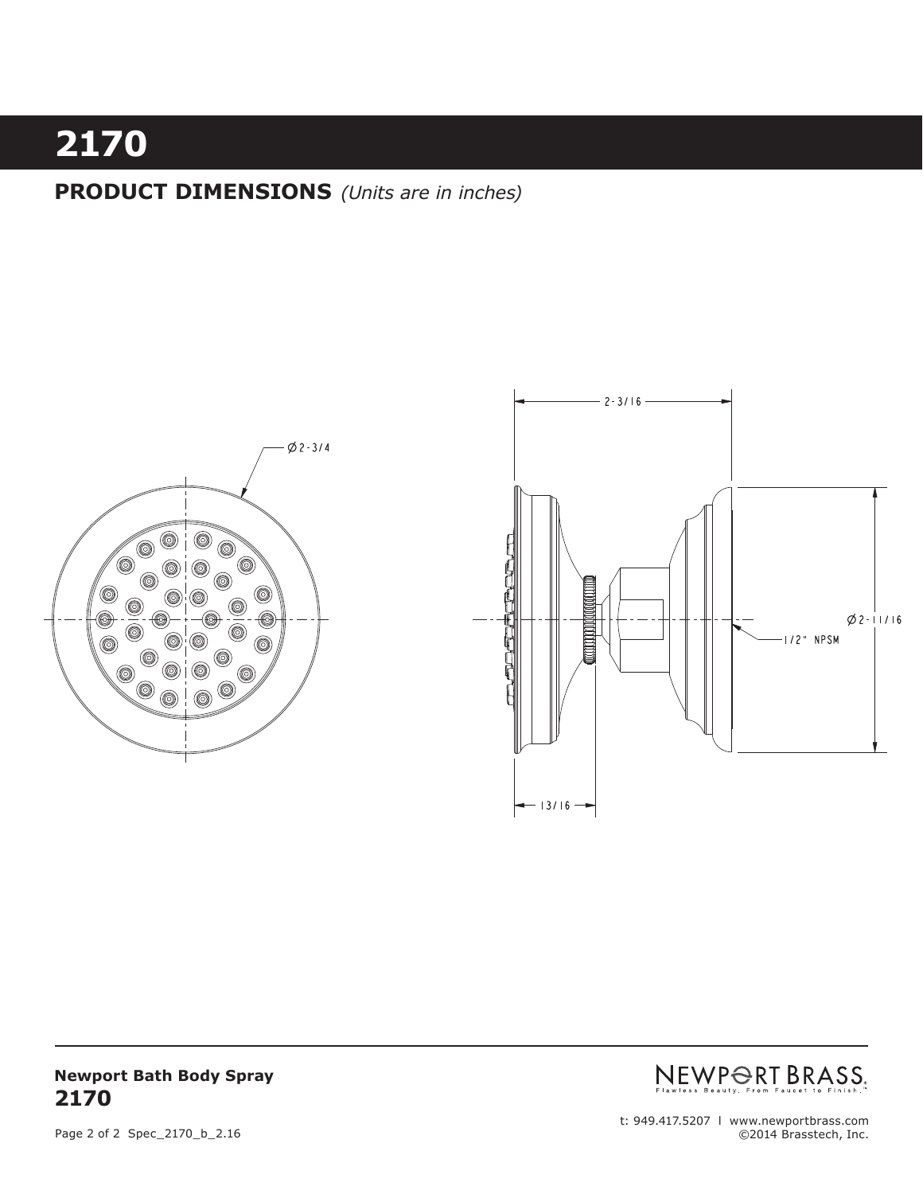# 2170

## **PRODUCT DIMENSIONS** *(Units are in inches)*

Ø2-3/4

2-3/16

Ø2-11/16

1/2" NPSM

13/16

**Newport Bath Body Spray**
**2170**

NEWPORT BRASS.
Flawless Beauty. From Faucet to Finish.™

t: 949.417.5207 l www.newportbrass.com
©2014 Brasstech, Inc.

Spec_2170_b_2.16